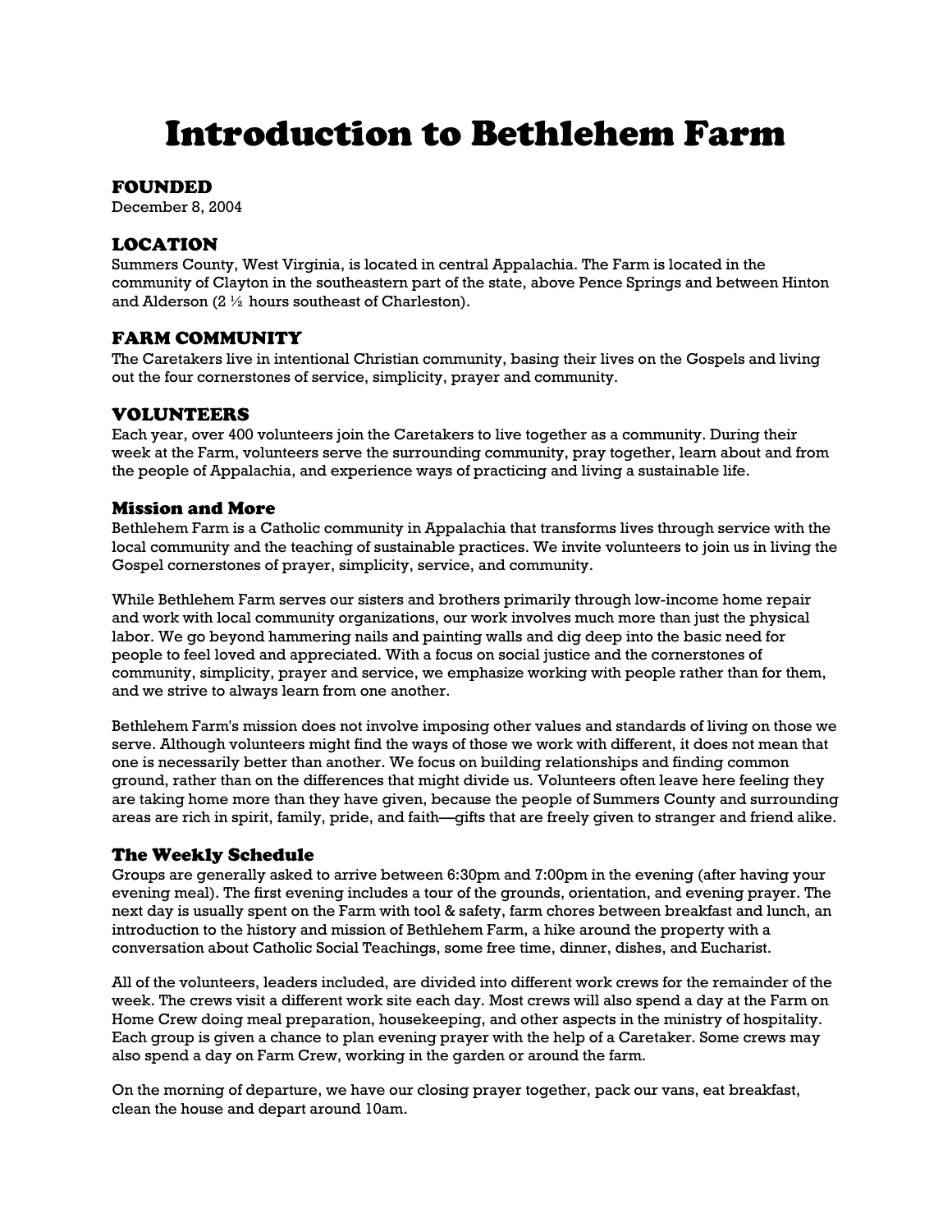# Introduction to Bethlehem Farm

## FOUNDED

December 8, 2004

## LOCATION

Summers County, West Virginia, is located in central Appalachia. The Farm is located in the community of Clayton in the southeastern part of the state, above Pence Springs and between Hinton and Alderson (2 ½ hours southeast of Charleston).

## FARM COMMUNITY

The Caretakers live in intentional Christian community, basing their lives on the Gospels and living out the four cornerstones of service, simplicity, prayer and community.

## VOLUNTEERS

Each year, over 400 volunteers join the Caretakers to live together as a community. During their week at the Farm, volunteers serve the surrounding community, pray together, learn about and from the people of Appalachia, and experience ways of practicing and living a sustainable life.

### Mission and More

Bethlehem Farm is a Catholic community in Appalachia that transforms lives through service with the local community and the teaching of sustainable practices. We invite volunteers to join us in living the Gospel cornerstones of prayer, simplicity, service, and community.

While Bethlehem Farm serves our sisters and brothers primarily through low-income home repair and work with local community organizations, our work involves much more than just the physical labor. We go beyond hammering nails and painting walls and dig deep into the basic need for people to feel loved and appreciated. With a focus on social justice and the cornerstones of community, simplicity, prayer and service, we emphasize working with people rather than for them, and we strive to always learn from one another.

Bethlehem Farm's mission does not involve imposing other values and standards of living on those we serve. Although volunteers might find the ways of those we work with different, it does not mean that one is necessarily better than another. We focus on building relationships and finding common ground, rather than on the differences that might divide us. Volunteers often leave here feeling they are taking home more than they have given, because the people of Summers County and surrounding areas are rich in spirit, family, pride, and faith—gifts that are freely given to stranger and friend alike.

### The Weekly Schedule

Groups are generally asked to arrive between 6:30pm and 7:00pm in the evening (after having your evening meal). The first evening includes a tour of the grounds, orientation, and evening prayer. The next day is usually spent on the Farm with tool & safety, farm chores between breakfast and lunch, an introduction to the history and mission of Bethlehem Farm, a hike around the property with a conversation about Catholic Social Teachings, some free time, dinner, dishes, and Eucharist.

All of the volunteers, leaders included, are divided into different work crews for the remainder of the week. The crews visit a different work site each day. Most crews will also spend a day at the Farm on Home Crew doing meal preparation, housekeeping, and other aspects in the ministry of hospitality. Each group is given a chance to plan evening prayer with the help of a Caretaker. Some crews may also spend a day on Farm Crew, working in the garden or around the farm.

On the morning of departure, we have our closing prayer together, pack our vans, eat breakfast, clean the house and depart around 10am.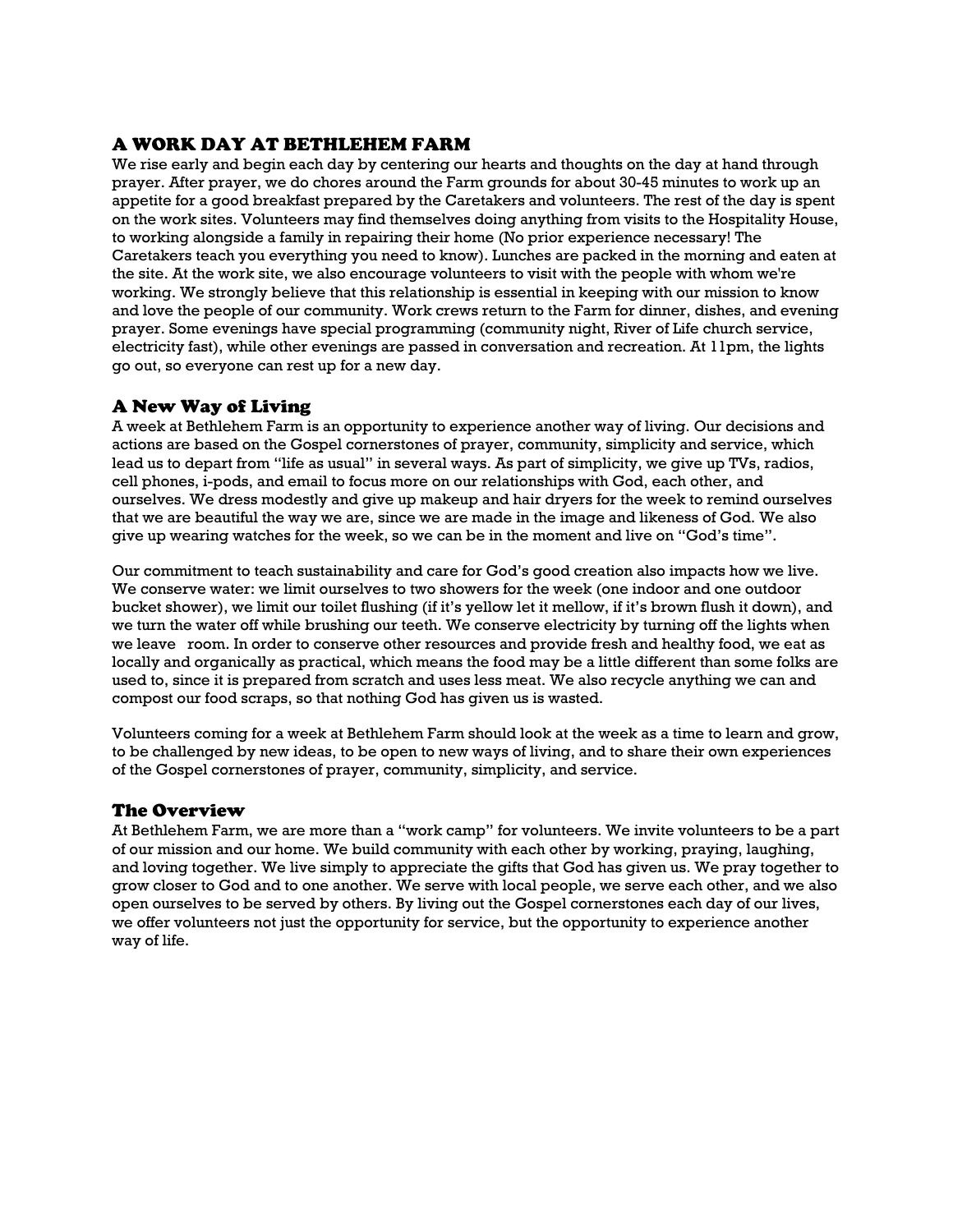## A WORK DAY AT BETHLEHEM FARM

We rise early and begin each day by centering our hearts and thoughts on the day at hand through prayer. After prayer, we do chores around the Farm grounds for about 30-45 minutes to work up an appetite for a good breakfast prepared by the Caretakers and volunteers. The rest of the day is spent on the work sites. Volunteers may find themselves doing anything from visits to the Hospitality House, to working alongside a family in repairing their home (No prior experience necessary! The Caretakers teach you everything you need to know). Lunches are packed in the morning and eaten at the site. At the work site, we also encourage volunteers to visit with the people with whom we're working. We strongly believe that this relationship is essential in keeping with our mission to know and love the people of our community. Work crews return to the Farm for dinner, dishes, and evening prayer. Some evenings have special programming (community night, River of Life church service, electricity fast), while other evenings are passed in conversation and recreation. At 11pm, the lights go out, so everyone can rest up for a new day.

## A New Way of Living

A week at Bethlehem Farm is an opportunity to experience another way of living. Our decisions and actions are based on the Gospel cornerstones of prayer, community, simplicity and service, which lead us to depart from "life as usual" in several ways. As part of simplicity, we give up TVs, radios, cell phones, i-pods, and email to focus more on our relationships with God, each other, and ourselves. We dress modestly and give up makeup and hair dryers for the week to remind ourselves that we are beautiful the way we are, since we are made in the image and likeness of God. We also give up wearing watches for the week, so we can be in the moment and live on "God's time".

Our commitment to teach sustainability and care for God's good creation also impacts how we live. We conserve water: we limit ourselves to two showers for the week (one indoor and one outdoor bucket shower), we limit our toilet flushing (if it's yellow let it mellow, if it's brown flush it down), and we turn the water off while brushing our teeth. We conserve electricity by turning off the lights when we leave room. In order to conserve other resources and provide fresh and healthy food, we eat as locally and organically as practical, which means the food may be a little different than some folks are used to, since it is prepared from scratch and uses less meat. We also recycle anything we can and compost our food scraps, so that nothing God has given us is wasted.

Volunteers coming for a week at Bethlehem Farm should look at the week as a time to learn and grow, to be challenged by new ideas, to be open to new ways of living, and to share their own experiences of the Gospel cornerstones of prayer, community, simplicity, and service.

## The Overview

At Bethlehem Farm, we are more than a "work camp" for volunteers. We invite volunteers to be a part of our mission and our home. We build community with each other by working, praying, laughing, and loving together. We live simply to appreciate the gifts that God has given us. We pray together to grow closer to God and to one another. We serve with local people, we serve each other, and we also open ourselves to be served by others. By living out the Gospel cornerstones each day of our lives, we offer volunteers not just the opportunity for service, but the opportunity to experience another way of life.